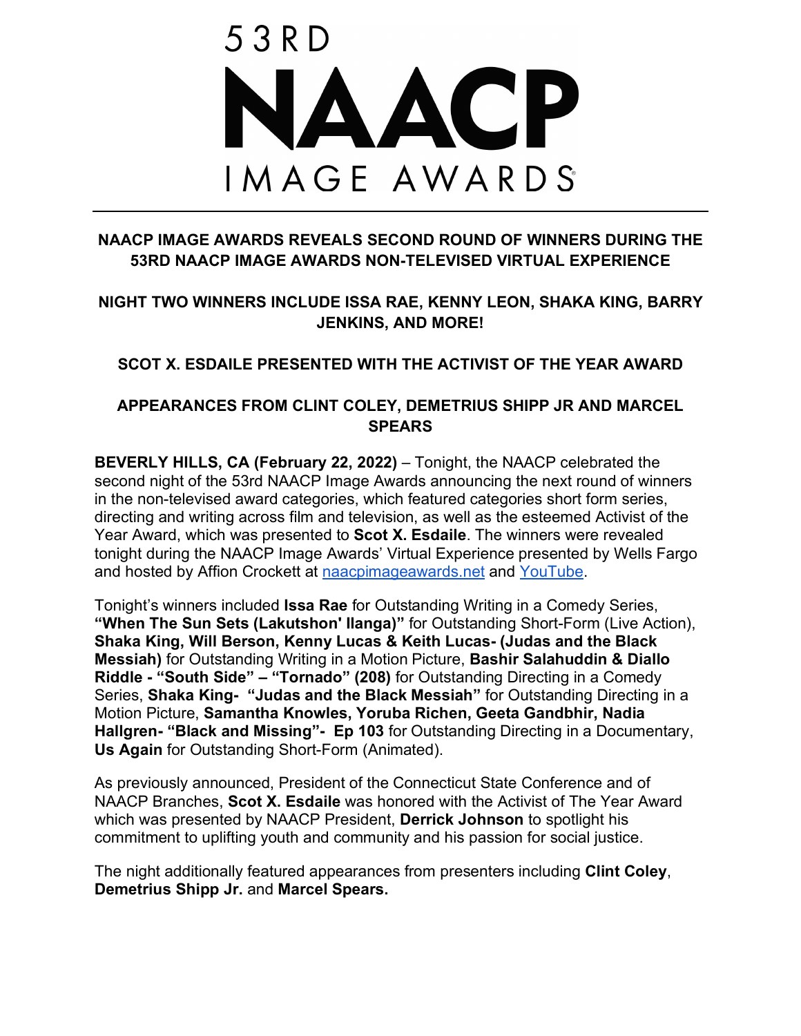# 53RD NAACP IMAGE AWARDS

## NAACP IMAGE AWARDS REVEALS SECOND ROUND OF WINNERS DURING THE 53RD NAACP IMAGE AWARDS NON-TELEVISED VIRTUAL EXPERIENCE

## NIGHT TWO WINNERS INCLUDE ISSA RAE, KENNY LEON, SHAKA KING, BARRY JENKINS, AND MORE!

## SCOT X. ESDAILE PRESENTED WITH THE ACTIVIST OF THE YEAR AWARD

## APPEARANCES FROM CLINT COLEY, DEMETRIUS SHIPP JR AND MARCEL SPEARS

**BEVERLY HILLS, CA (February 22, 2022)** – Tonight, the NAACP celebrated the second night of the 53rd NAACP Image Awards announcing the next round of winners in the non-televised award categories, which featured categories short form series, directing and writing across film and television, as well as the esteemed Activist of the Year Award, which was presented to **Scot X. Esdaile**. The winners were revealed tonight during the NAACP Image Awards' Virtual Experience presented by Wells Fargo and hosted by Affion Crockett at naacpimageawards.net and YouTube.

Tonight's winners included **Issa Rae** for Outstanding Writing in a Comedy Series, **"When The Sun Sets (Lakutshon' Ilanga)"** for Outstanding Short-Form (Live Action), **Shaka King, Will Berson, Kenny Lucas & Keith Lucas- (Judas and the Black Messiah)** for Outstanding Writing in a Motion Picture, **Bashir Salahuddin & Diallo Riddle - "South Side" – "Tornado" (208)** for Outstanding Directing in a Comedy Series, **Shaka King- "Judas and the Black Messiah"** for Outstanding Directing in a Motion Picture, **Samantha Knowles, Yoruba Richen, Geeta Gandbhir, Nadia Hallgren- "Black and Missing"- Ep 103** for Outstanding Directing in a Documentary, **Us Again** for Outstanding Short-Form (Animated).

As previously announced, President of the Connecticut State Conference and of NAACP Branches, **Scot X. Esdaile** was honored with the Activist of The Year Award which was presented by NAACP President, **Derrick Johnson** to spotlight his commitment to uplifting youth and community and his passion for social justice.

The night additionally featured appearances from presenters including **Clint Coley**, **Demetrius Shipp Jr.** and **Marcel Spears.**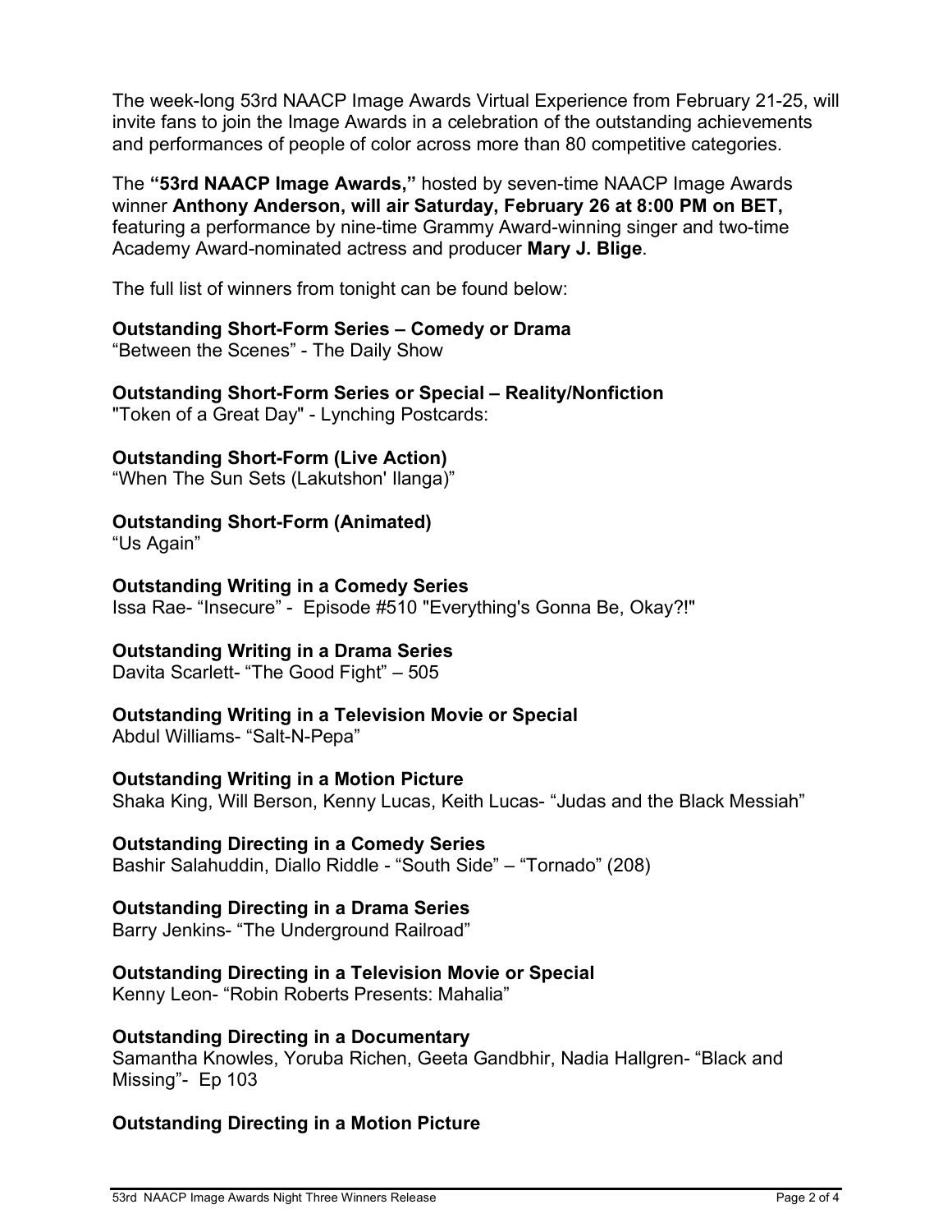The week-long 53rd NAACP Image Awards Virtual Experience from February 21-25, will invite fans to join the Image Awards in a celebration of the outstanding achievements and performances of people of color across more than 80 competitive categories.

The **"53rd NAACP Image Awards,"** hosted by seven-time NAACP Image Awards winner **Anthony Anderson, will air Saturday, February 26 at 8:00 PM on BET,** featuring a performance by nine-time Grammy Award-winning singer and two-time Academy Award-nominated actress and producer **Mary J. Blige**.

The full list of winners from tonight can be found below:

**Outstanding Short-Form Series – Comedy or Drama**
"Between the Scenes" - The Daily Show

**Outstanding Short-Form Series or Special – Reality/Nonfiction**
"Token of a Great Day" - Lynching Postcards:

**Outstanding Short-Form (Live Action)**
"When The Sun Sets (Lakutshon' Ilanga)"

**Outstanding Short-Form (Animated)**
"Us Again"

**Outstanding Writing in a Comedy Series**
Issa Rae- "Insecure" - Episode #510 "Everything's Gonna Be, Okay?!"

**Outstanding Writing in a Drama Series**
Davita Scarlett- "The Good Fight" – 505

**Outstanding Writing in a Television Movie or Special**
Abdul Williams- "Salt-N-Pepa"

**Outstanding Writing in a Motion Picture**
Shaka King, Will Berson, Kenny Lucas, Keith Lucas- "Judas and the Black Messiah"

**Outstanding Directing in a Comedy Series**
Bashir Salahuddin, Diallo Riddle - "South Side" – "Tornado" (208)

**Outstanding Directing in a Drama Series**
Barry Jenkins- "The Underground Railroad"

**Outstanding Directing in a Television Movie or Special**
Kenny Leon- "Robin Roberts Presents: Mahalia"

**Outstanding Directing in a Documentary**
Samantha Knowles, Yoruba Richen, Geeta Gandbhir, Nadia Hallgren- "Black and Missing"- Ep 103

**Outstanding Directing in a Motion Picture**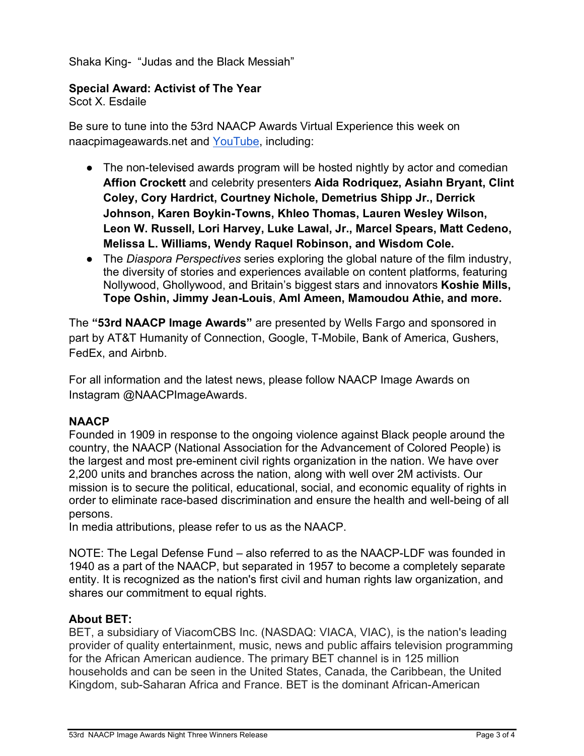Shaka King- "Judas and the Black Messiah"

**Special Award: Activist of The Year**
Scot X. Esdaile

Be sure to tune into the 53rd NAACP Awards Virtual Experience this week on naacpimageawards.net and YouTube, including:

- The non-televised awards program will be hosted nightly by actor and comedian **Affion Crockett** and celebrity presenters **Aida Rodriquez, Asiahn Bryant, Clint Coley, Cory Hardrict, Courtney Nichole, Demetrius Shipp Jr., Derrick Johnson, Karen Boykin-Towns, Khleo Thomas, Lauren Wesley Wilson, Leon W. Russell, Lori Harvey, Luke Lawal, Jr., Marcel Spears, Matt Cedeno, Melissa L. Williams, Wendy Raquel Robinson, and Wisdom Cole.**
- The *Diaspora Perspectives* series exploring the global nature of the film industry, the diversity of stories and experiences available on content platforms, featuring Nollywood, Ghollywood, and Britain's biggest stars and innovators **Koshie Mills, Tope Oshin, Jimmy Jean-Louis**, **Aml Ameen, Mamoudou Athie, and more.**

The **"53rd NAACP Image Awards"** are presented by Wells Fargo and sponsored in part by AT&T Humanity of Connection, Google, T-Mobile, Bank of America, Gushers, FedEx, and Airbnb.

For all information and the latest news, please follow NAACP Image Awards on Instagram @NAACPImageAwards.

**NAACP**
Founded in 1909 in response to the ongoing violence against Black people around the country, the NAACP (National Association for the Advancement of Colored People) is the largest and most pre-eminent civil rights organization in the nation. We have over 2,200 units and branches across the nation, along with well over 2M activists. Our mission is to secure the political, educational, social, and economic equality of rights in order to eliminate race-based discrimination and ensure the health and well-being of all persons.
In media attributions, please refer to us as the NAACP.

NOTE: The Legal Defense Fund – also referred to as the NAACP-LDF was founded in 1940 as a part of the NAACP, but separated in 1957 to become a completely separate entity. It is recognized as the nation's first civil and human rights law organization, and shares our commitment to equal rights.

**About BET:**
BET, a subsidiary of ViacomCBS Inc. (NASDAQ: VIACA, VIAC), is the nation's leading provider of quality entertainment, music, news and public affairs television programming for the African American audience. The primary BET channel is in 125 million households and can be seen in the United States, Canada, the Caribbean, the United Kingdom, sub-Saharan Africa and France. BET is the dominant African-American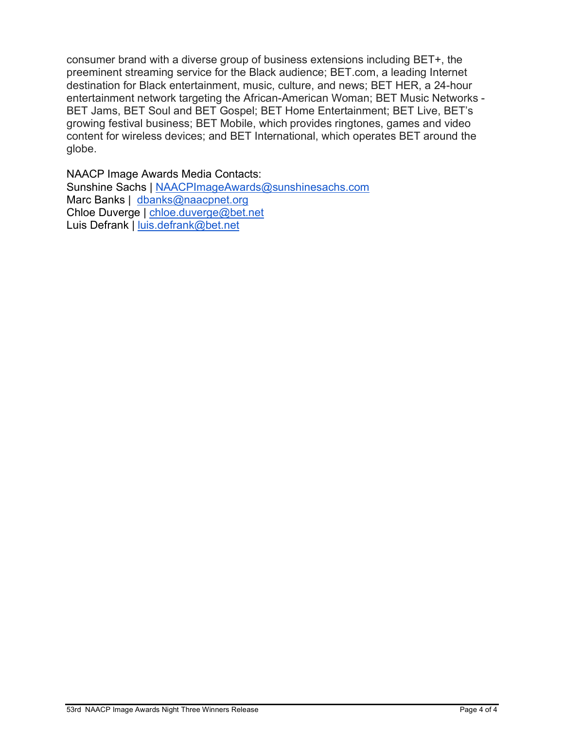consumer brand with a diverse group of business extensions including BET+, the preeminent streaming service for the Black audience; BET.com, a leading Internet destination for Black entertainment, music, culture, and news; BET HER, a 24-hour entertainment network targeting the African-American Woman; BET Music Networks - BET Jams, BET Soul and BET Gospel; BET Home Entertainment; BET Live, BET's growing festival business; BET Mobile, which provides ringtones, games and video content for wireless devices; and BET International, which operates BET around the globe.

NAACP Image Awards Media Contacts:
Sunshine Sachs | NAACPImageAwards@sunshinesachs.com
Marc Banks | dbanks@naacpnet.org
Chloe Duverge | chloe.duverge@bet.net
Luis Defrank | luis.defrank@bet.net